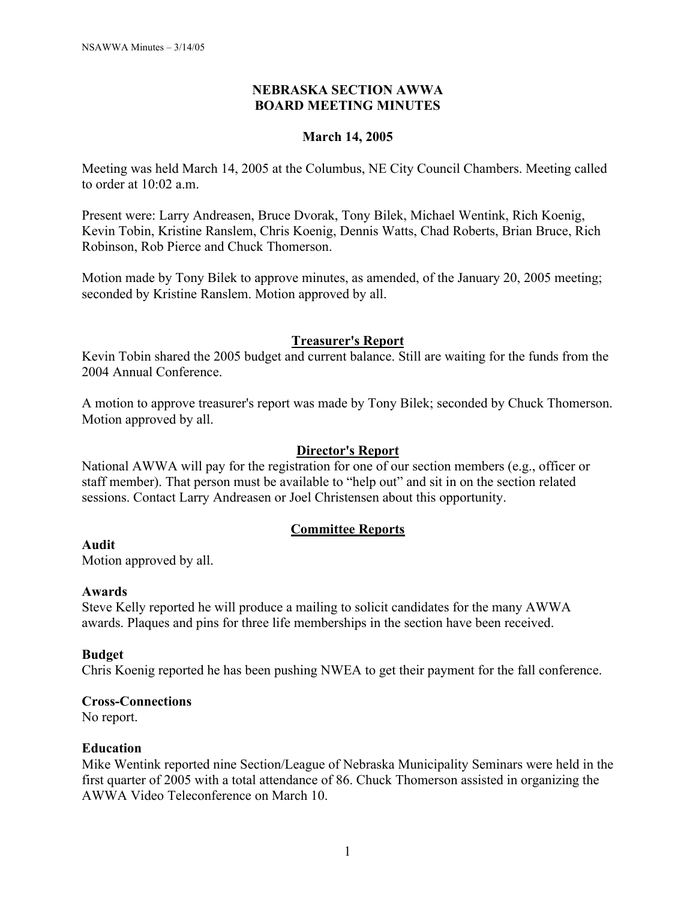**NEBRASKA SECTION AWWA**
**BOARD MEETING MINUTES**

**March 14, 2005**

Meeting was held March 14, 2005 at the Columbus, NE City Council Chambers. Meeting called to order at 10:02 a.m.

Present were: Larry Andreasen, Bruce Dvorak, Tony Bilek, Michael Wentink, Rich Koenig, Kevin Tobin, Kristine Ranslem, Chris Koenig, Dennis Watts, Chad Roberts, Brian Bruce, Rich Robinson, Rob Pierce and Chuck Thomerson.

Motion made by Tony Bilek to approve minutes, as amended, of the January 20, 2005 meeting; seconded by Kristine Ranslem. Motion approved by all.

## Treasurer's Report

Kevin Tobin shared the 2005 budget and current balance. Still are waiting for the funds from the 2004 Annual Conference.

A motion to approve treasurer's report was made by Tony Bilek; seconded by Chuck Thomerson. Motion approved by all.

## Director's Report

National AWWA will pay for the registration for one of our section members (e.g., officer or staff member). That person must be available to "help out" and sit in on the section related sessions. Contact Larry Andreasen or Joel Christensen about this opportunity.

## Committee Reports

### Audit

Motion approved by all.

### Awards

Steve Kelly reported he will produce a mailing to solicit candidates for the many AWWA awards. Plaques and pins for three life memberships in the section have been received.

### Budget

Chris Koenig reported he has been pushing NWEA to get their payment for the fall conference.

### Cross-Connections

No report.

### Education

Mike Wentink reported nine Section/League of Nebraska Municipality Seminars were held in the first quarter of 2005 with a total attendance of 86. Chuck Thomerson assisted in organizing the AWWA Video Teleconference on March 10.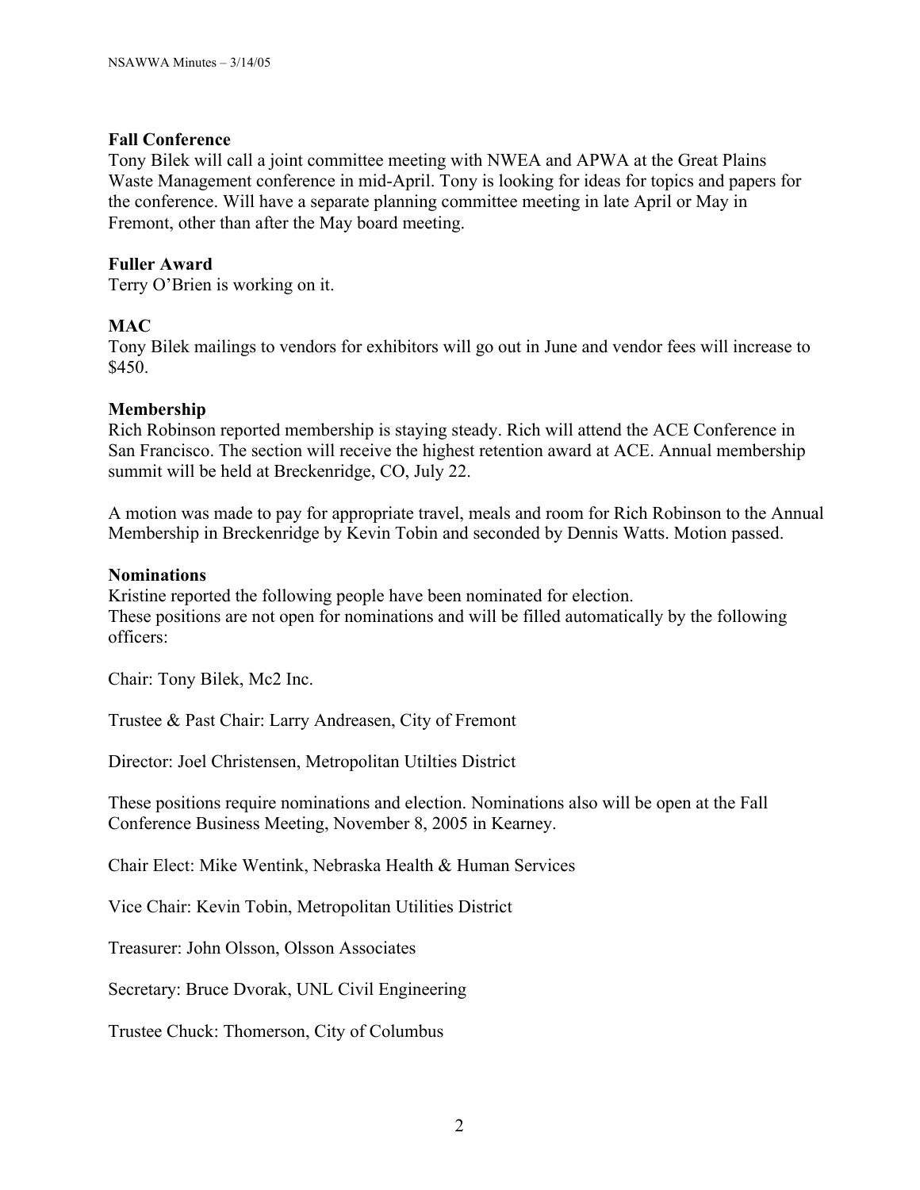### Fall Conference

Tony Bilek will call a joint committee meeting with NWEA and APWA at the Great Plains Waste Management conference in mid-April. Tony is looking for ideas for topics and papers for the conference. Will have a separate planning committee meeting in late April or May in Fremont, other than after the May board meeting.

### Fuller Award

Terry O'Brien is working on it.

### MAC

Tony Bilek mailings to vendors for exhibitors will go out in June and vendor fees will increase to $450.

### Membership

Rich Robinson reported membership is staying steady. Rich will attend the ACE Conference in San Francisco. The section will receive the highest retention award at ACE. Annual membership summit will be held at Breckenridge, CO, July 22.

A motion was made to pay for appropriate travel, meals and room for Rich Robinson to the Annual Membership in Breckenridge by Kevin Tobin and seconded by Dennis Watts. Motion passed.

### Nominations

Kristine reported the following people have been nominated for election.
These positions are not open for nominations and will be filled automatically by the following officers:

Chair: Tony Bilek, Mc2 Inc.

Trustee & Past Chair: Larry Andreasen, City of Fremont

Director: Joel Christensen, Metropolitan Utilties District

These positions require nominations and election. Nominations also will be open at the Fall Conference Business Meeting, November 8, 2005 in Kearney.

Chair Elect: Mike Wentink, Nebraska Health & Human Services

Vice Chair: Kevin Tobin, Metropolitan Utilities District

Treasurer: John Olsson, Olsson Associates

Secretary: Bruce Dvorak, UNL Civil Engineering

Trustee Chuck: Thomerson, City of Columbus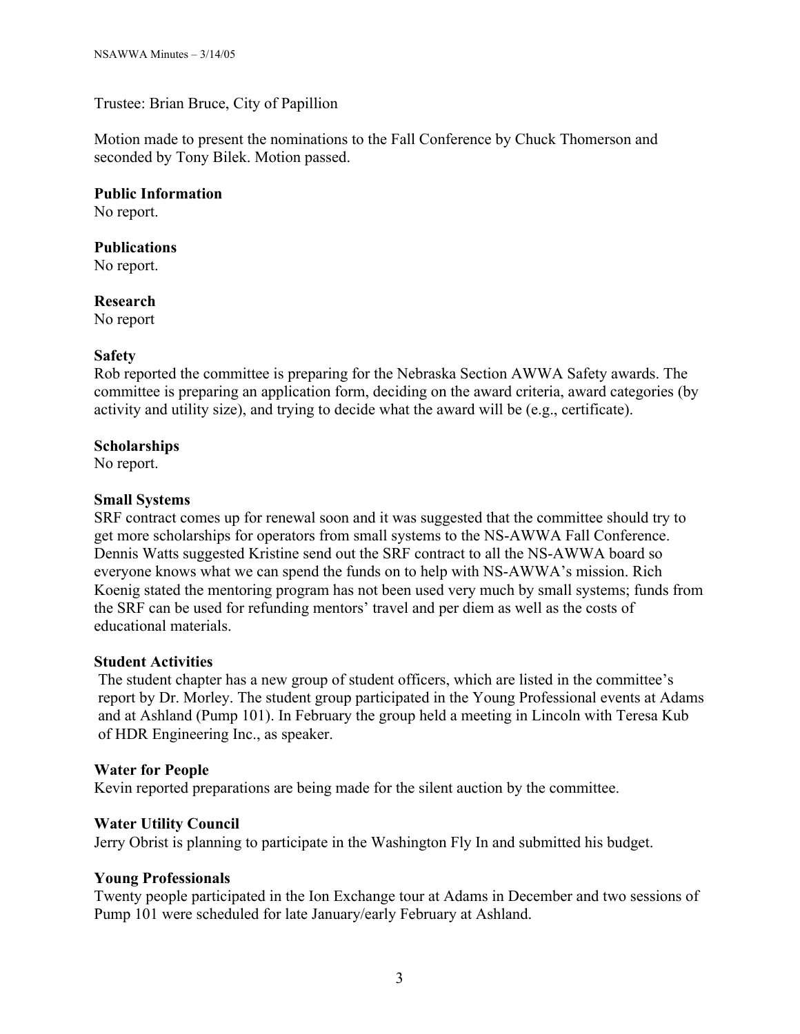Trustee: Brian Bruce, City of Papillion

Motion made to present the nominations to the Fall Conference by Chuck Thomerson and seconded by Tony Bilek. Motion passed.

**Public Information**
No report.

**Publications**
No report.

**Research**
No report

**Safety**
Rob reported the committee is preparing for the Nebraska Section AWWA Safety awards. The committee is preparing an application form, deciding on the award criteria, award categories (by activity and utility size), and trying to decide what the award will be (e.g., certificate).

**Scholarships**
No report.

**Small Systems**
SRF contract comes up for renewal soon and it was suggested that the committee should try to get more scholarships for operators from small systems to the NS-AWWA Fall Conference. Dennis Watts suggested Kristine send out the SRF contract to all the NS-AWWA board so everyone knows what we can spend the funds on to help with NS-AWWA's mission. Rich Koenig stated the mentoring program has not been used very much by small systems; funds from the SRF can be used for refunding mentors' travel and per diem as well as the costs of educational materials.

**Student Activities**
The student chapter has a new group of student officers, which are listed in the committee's report by Dr. Morley. The student group participated in the Young Professional events at Adams and at Ashland (Pump 101). In February the group held a meeting in Lincoln with Teresa Kub of HDR Engineering Inc., as speaker.

**Water for People**
Kevin reported preparations are being made for the silent auction by the committee.

**Water Utility Council**
Jerry Obrist is planning to participate in the Washington Fly In and submitted his budget.

**Young Professionals**
Twenty people participated in the Ion Exchange tour at Adams in December and two sessions of Pump 101 were scheduled for late January/early February at Ashland.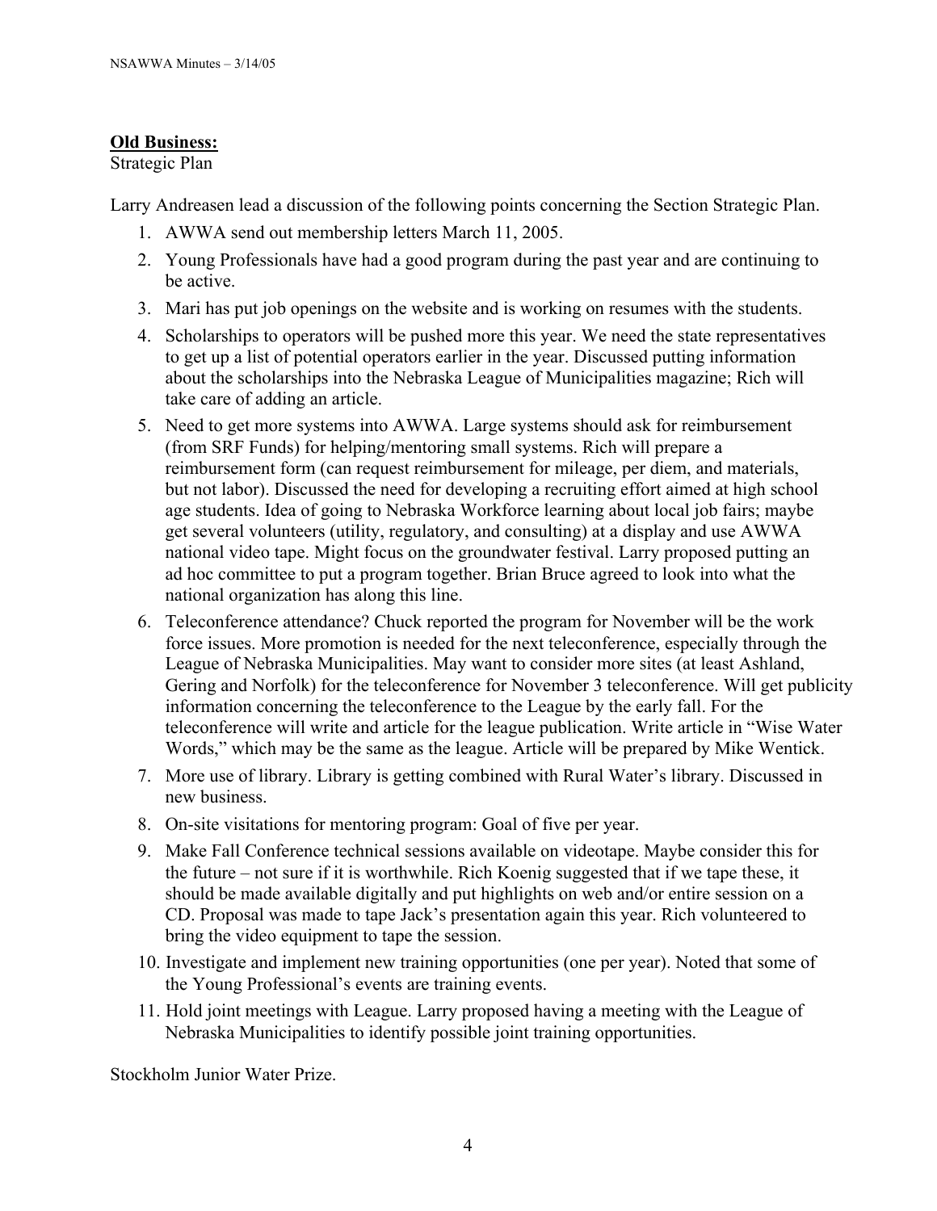**Old Business:**

Strategic Plan

Larry Andreasen lead a discussion of the following points concerning the Section Strategic Plan.

1. AWWA send out membership letters March 11, 2005.
2. Young Professionals have had a good program during the past year and are continuing to be active.
3. Mari has put job openings on the website and is working on resumes with the students.
4. Scholarships to operators will be pushed more this year. We need the state representatives to get up a list of potential operators earlier in the year. Discussed putting information about the scholarships into the Nebraska League of Municipalities magazine; Rich will take care of adding an article.
5. Need to get more systems into AWWA. Large systems should ask for reimbursement (from SRF Funds) for helping/mentoring small systems. Rich will prepare a reimbursement form (can request reimbursement for mileage, per diem, and materials, but not labor). Discussed the need for developing a recruiting effort aimed at high school age students. Idea of going to Nebraska Workforce learning about local job fairs; maybe get several volunteers (utility, regulatory, and consulting) at a display and use AWWA national video tape. Might focus on the groundwater festival. Larry proposed putting an ad hoc committee to put a program together. Brian Bruce agreed to look into what the national organization has along this line.
6. Teleconference attendance? Chuck reported the program for November will be the work force issues. More promotion is needed for the next teleconference, especially through the League of Nebraska Municipalities. May want to consider more sites (at least Ashland, Gering and Norfolk) for the teleconference for November 3 teleconference. Will get publicity information concerning the teleconference to the League by the early fall. For the teleconference will write and article for the league publication. Write article in "Wise Water Words," which may be the same as the league. Article will be prepared by Mike Wentick.
7. More use of library. Library is getting combined with Rural Water's library. Discussed in new business.
8. On-site visitations for mentoring program: Goal of five per year.
9. Make Fall Conference technical sessions available on videotape. Maybe consider this for the future – not sure if it is worthwhile. Rich Koenig suggested that if we tape these, it should be made available digitally and put highlights on web and/or entire session on a CD. Proposal was made to tape Jack's presentation again this year. Rich volunteered to bring the video equipment to tape the session.
10. Investigate and implement new training opportunities (one per year). Noted that some of the Young Professional's events are training events.
11. Hold joint meetings with League. Larry proposed having a meeting with the League of Nebraska Municipalities to identify possible joint training opportunities.

Stockholm Junior Water Prize.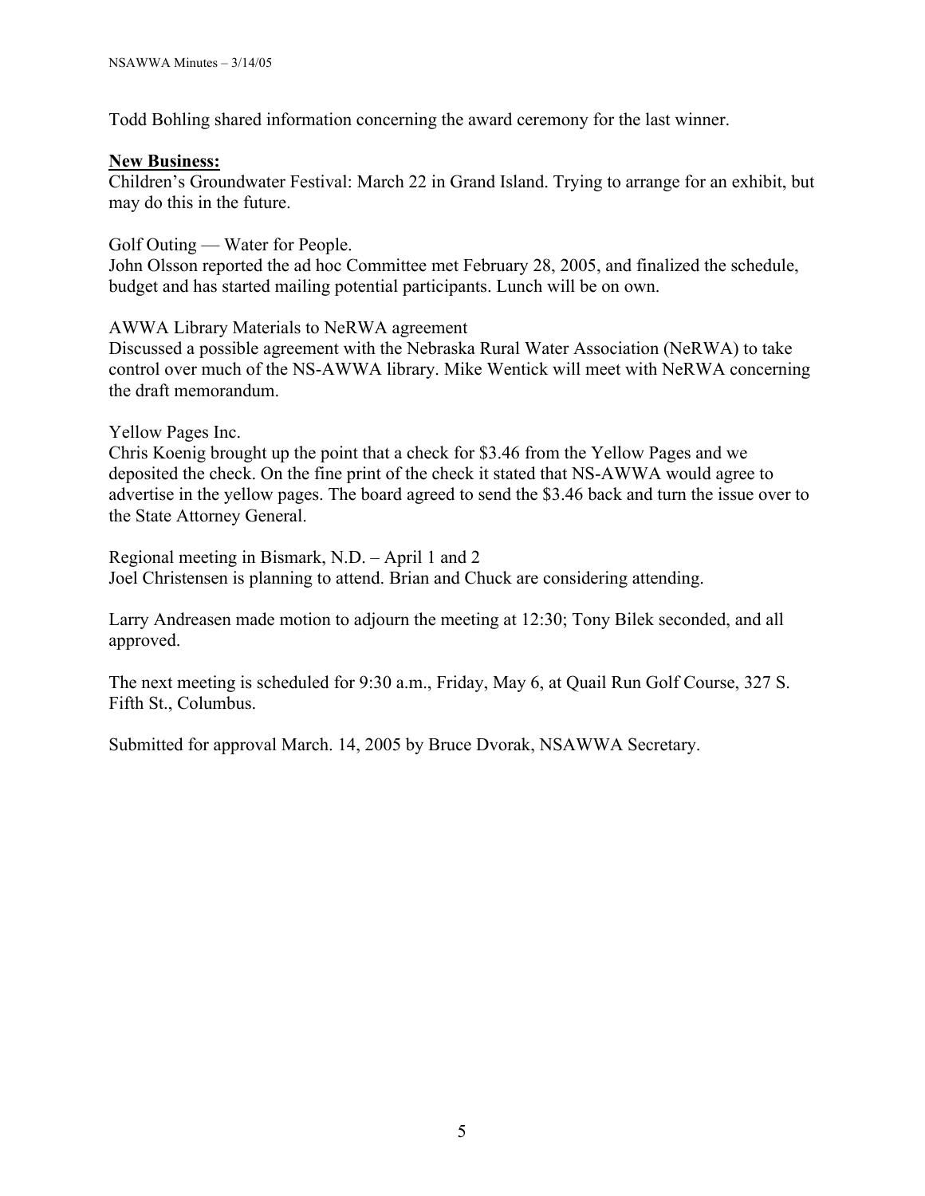Todd Bohling shared information concerning the award ceremony for the last winner.

**New Business:**

Children's Groundwater Festival: March 22 in Grand Island. Trying to arrange for an exhibit, but may do this in the future.

Golf Outing — Water for People.
John Olsson reported the ad hoc Committee met February 28, 2005, and finalized the schedule, budget and has started mailing potential participants. Lunch will be on own.

AWWA Library Materials to NeRWA agreement
Discussed a possible agreement with the Nebraska Rural Water Association (NeRWA) to take control over much of the NS-AWWA library. Mike Wentick will meet with NeRWA concerning the draft memorandum.

Yellow Pages Inc.
Chris Koenig brought up the point that a check for $3.46 from the Yellow Pages and we deposited the check. On the fine print of the check it stated that NS-AWWA would agree to advertise in the yellow pages. The board agreed to send the $3.46 back and turn the issue over to the State Attorney General.

Regional meeting in Bismark, N.D. – April 1 and 2
Joel Christensen is planning to attend. Brian and Chuck are considering attending.

Larry Andreasen made motion to adjourn the meeting at 12:30; Tony Bilek seconded, and all approved.

The next meeting is scheduled for 9:30 a.m., Friday, May 6, at Quail Run Golf Course, 327 S. Fifth St., Columbus.

Submitted for approval March. 14, 2005 by Bruce Dvorak, NSAWWA Secretary.